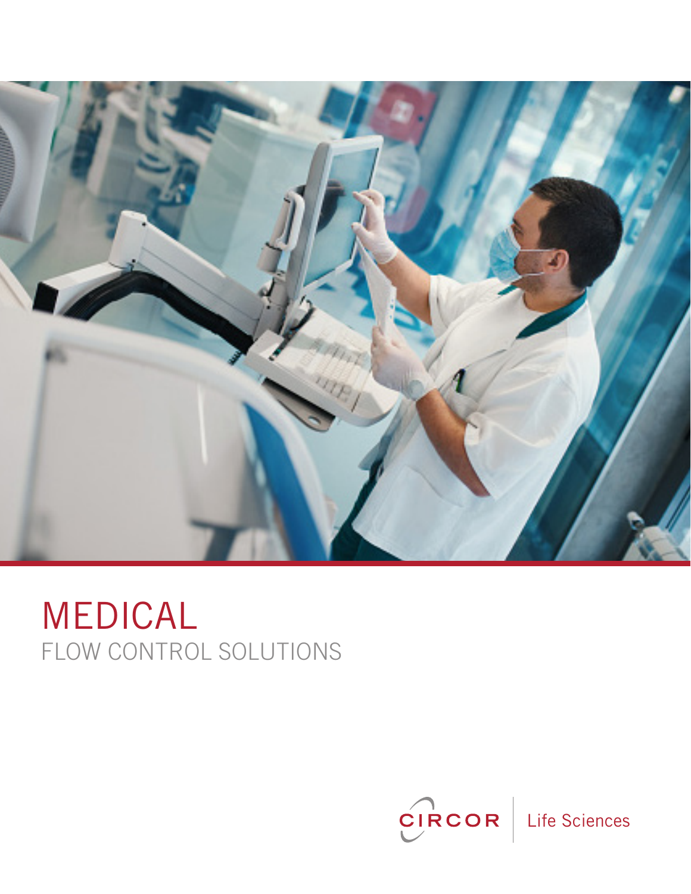# MEDICAL

## FLOW CONTROL SOLUTIONS

CIRCOR | Life Sciences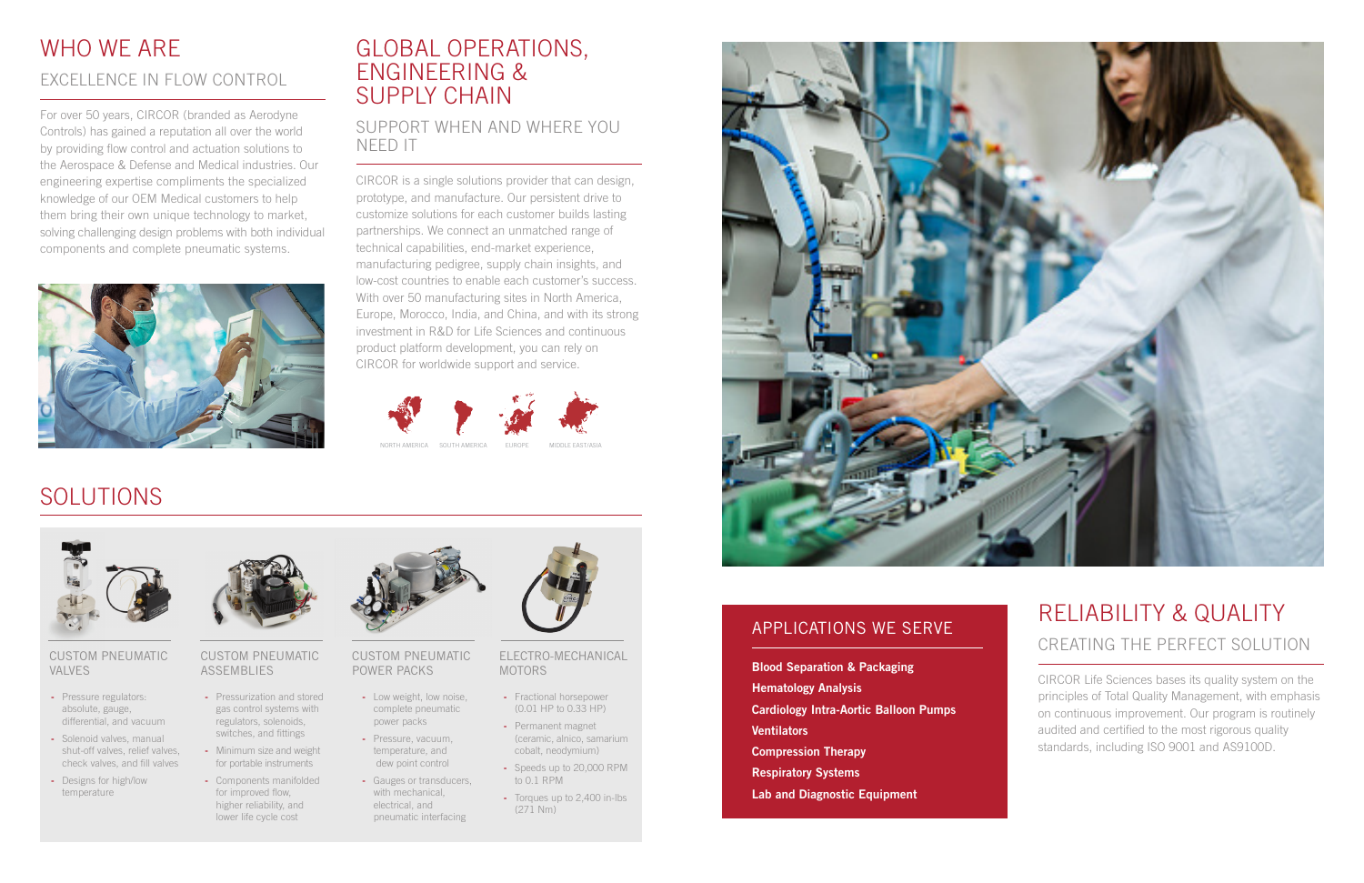# WHO WE ARE

## EXCELLENCE IN FLOW CONTROL

For over 50 years, CIRCOR (branded as Aerodyne Controls) has gained a reputation all over the world by providing flow control and actuation solutions to the Aerospace & Defense and Medical industries. Our engineering expertise compliments the specialized knowledge of our OEM Medical customers to help them bring their own unique technology to market, solving challenging design problems with both individual components and complete pneumatic systems.

# GLOBAL OPERATIONS, ENGINEERING & SUPPLY CHAIN

## SUPPORT WHEN AND WHERE YOU NEED IT

CIRCOR is a single solutions provider that can design, prototype, and manufacture. Our persistent drive to customize solutions for each customer builds lasting partnerships. We connect an unmatched range of technical capabilities, end-market experience, manufacturing pedigree, supply chain insights, and low-cost countries to enable each customer's success. With over 50 manufacturing sites in North America, Europe, Morocco, India, and China, and with its strong investment in R&D for Life Sciences and continuous product platform development, you can rely on CIRCOR for worldwide support and service.

NORTH AMERICA SOUTH AMERICA EUROPE MIDDLE EAST/ASIA

# SOLUTIONS

### CUSTOM PNEUMATIC VALVES

- Pressure regulators: absolute, gauge, differential, and vacuum
- Solenoid valves, manual shut-off valves, relief valves, check valves, and fill valves
- Designs for high/low temperature

### CUSTOM PNEUMATIC ASSEMBLIES

- Pressurization and stored gas control systems with regulators, solenoids, switches, and fittings
- Minimum size and weight for portable instruments
- Components manifolded for improved flow, higher reliability, and lower life cycle cost

### CUSTOM PNEUMATIC POWER PACKS

- Low weight, low noise, complete pneumatic power packs
- Pressure, vacuum, temperature, and dew point control
- Gauges or transducers, with mechanical, electrical, and pneumatic interfacing

### ELECTRO-MECHANICAL MOTORS

- Fractional horsepower (0.01 HP to 0.33 HP)
- Permanent magnet (ceramic, alnico, samarium cobalt, neodymium)
- Speeds up to 20,000 RPM to 0.1 RPM
- Torques up to 2,400 in-lbs (271 Nm)

## APPLICATIONS WE SERVE

**Blood Separation & Packaging**
**Hematology Analysis**
**Cardiology Intra-Aortic Balloon Pumps**
**Ventilators**
**Compression Therapy**
**Respiratory Systems**
**Lab and Diagnostic Equipment**

# RELIABILITY & QUALITY

## CREATING THE PERFECT SOLUTION

CIRCOR Life Sciences bases its quality system on the principles of Total Quality Management, with emphasis on continuous improvement. Our program is routinely audited and certified to the most rigorous quality standards, including ISO 9001 and AS9100D.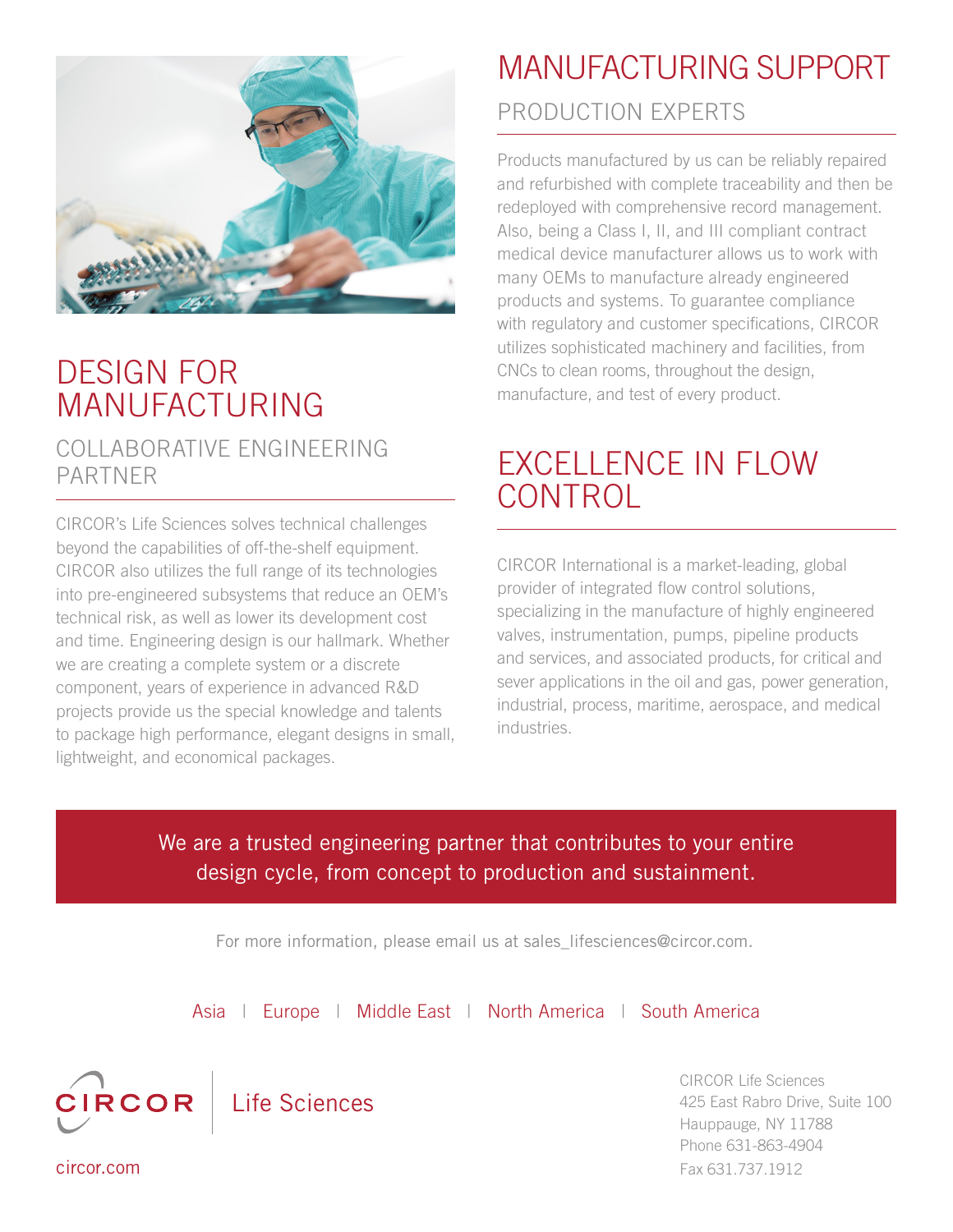## DESIGN FOR MANUFACTURING

### COLLABORATIVE ENGINEERING PARTNER

CIRCOR's Life Sciences solves technical challenges beyond the capabilities of off-the-shelf equipment. CIRCOR also utilizes the full range of its technologies into pre-engineered subsystems that reduce an OEM's technical risk, as well as lower its development cost and time. Engineering design is our hallmark. Whether we are creating a complete system or a discrete component, years of experience in advanced R&D projects provide us the special knowledge and talents to package high performance, elegant designs in small, lightweight, and economical packages.

## MANUFACTURING SUPPORT

### PRODUCTION EXPERTS

Products manufactured by us can be reliably repaired and refurbished with complete traceability and then be redeployed with comprehensive record management. Also, being a Class I, II, and III compliant contract medical device manufacturer allows us to work with many OEMs to manufacture already engineered products and systems. To guarantee compliance with regulatory and customer specifications, CIRCOR utilizes sophisticated machinery and facilities, from CNCs to clean rooms, throughout the design, manufacture, and test of every product.

## EXCELLENCE IN FLOW CONTROL

CIRCOR International is a market-leading, global provider of integrated flow control solutions, specializing in the manufacture of highly engineered valves, instrumentation, pumps, pipeline products and services, and associated products, for critical and sever applications in the oil and gas, power generation, industrial, process, maritime, aerospace, and medical industries.

**We are a trusted engineering partner that contributes to your entire design cycle, from concept to production and sustainment.**

For more information, please email us at sales_lifesciences@circor.com.

Asia | Europe | Middle East | North America | South America

CIRCOR | Life Sciences

circor.com

CIRCOR Life Sciences
425 East Rabro Drive, Suite 100
Hauppauge, NY 11788
Phone 631-863-4904
Fax 631.737.1912